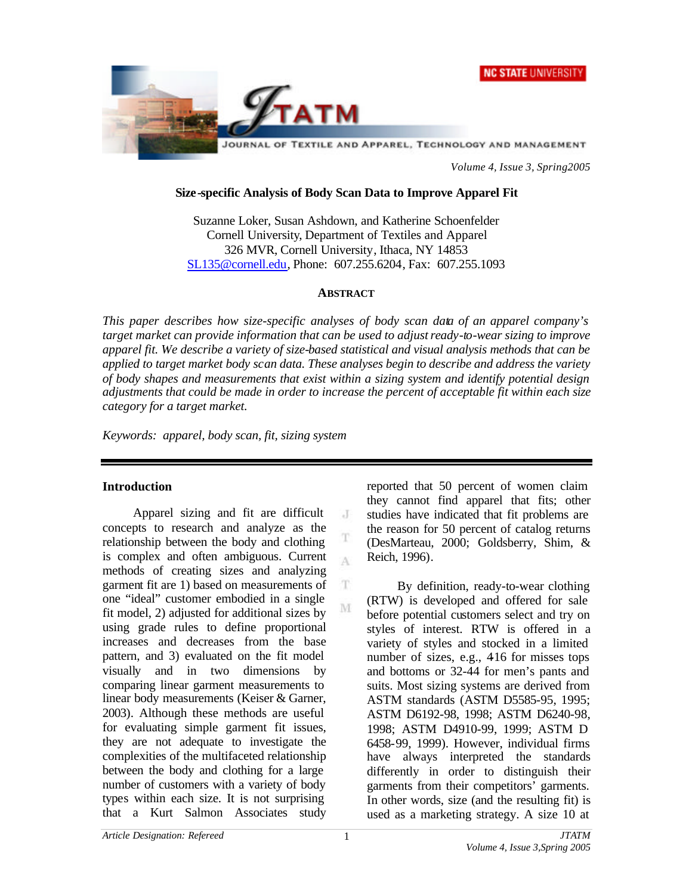# Size-specific Analysis of Body Scan Data to Improve Apparel Fit

Suzanne Loker, Susan Ashdown, and Katherine Schoenfelder
Cornell University, Department of Textiles and Apparel
326 MVR, Cornell University, Ithaca, NY 14853
SL135@cornell.edu, Phone: 607.255.6204, Fax: 607.255.1093

## ABSTRACT

*This paper describes how size-specific analyses of body scan data of an apparel company's target market can provide information that can be used to adjust ready-to-wear sizing to improve apparel fit. We describe a variety of size-based statistical and visual analysis methods that can be applied to target market body scan data. These analyses begin to describe and address the variety of body shapes and measurements that exist within a sizing system and identify potential design adjustments that could be made in order to increase the percent of acceptable fit within each size category for a target market.*

*Keywords: apparel, body scan, fit, sizing system*

## Introduction

Apparel sizing and fit are difficult concepts to research and analyze as the relationship between the body and clothing is complex and often ambiguous. Current methods of creating sizes and analyzing garment fit are 1) based on measurements of one "ideal" customer embodied in a single fit model, 2) adjusted for additional sizes by using grade rules to define proportional increases and decreases from the base pattern, and 3) evaluated on the fit model visually and in two dimensions by comparing linear garment measurements to linear body measurements (Keiser & Garner, 2003). Although these methods are useful for evaluating simple garment fit issues, they are not adequate to investigate the complexities of the multifaceted relationship between the body and clothing for a large number of customers with a variety of body types within each size. It is not surprising that a Kurt Salmon Associates study reported that 50 percent of women claim they cannot find apparel that fits; other studies have indicated that fit problems are the reason for 50 percent of catalog returns (DesMarteau, 2000; Goldsberry, Shim, & Reich, 1996).

By definition, ready-to-wear clothing (RTW) is developed and offered for sale before potential customers select and try on styles of interest. RTW is offered in a variety of styles and stocked in a limited number of sizes, e.g., 416 for misses tops and bottoms or 32-44 for men's pants and suits. Most sizing systems are derived from ASTM standards (ASTM D5585-95, 1995; ASTM D6192-98, 1998; ASTM D6240-98, 1998; ASTM D4910-99, 1999; ASTM D 6458-99, 1999). However, individual firms have always interpreted the standards differently in order to distinguish their garments from their competitors' garments. In other words, size (and the resulting fit) is used as a marketing strategy. A size 10 at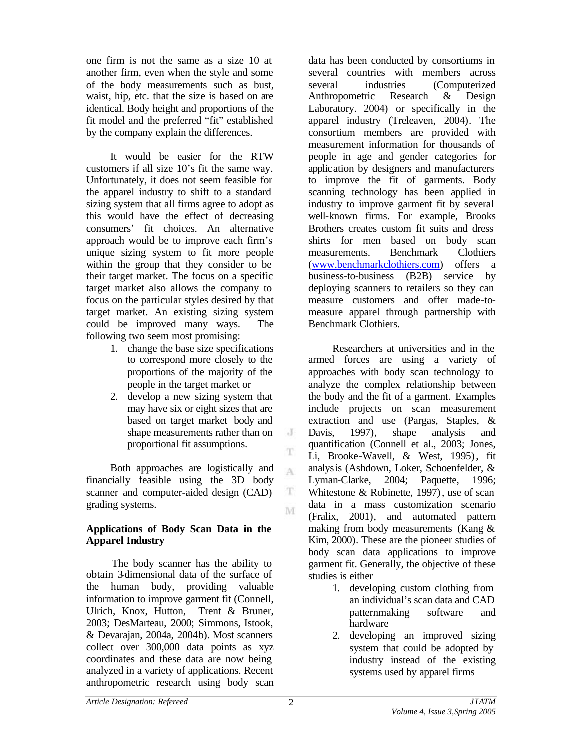one firm is not the same as a size 10 at another firm, even when the style and some of the body measurements such as bust, waist, hip, etc. that the size is based on are identical. Body height and proportions of the fit model and the preferred "fit" established by the company explain the differences.

It would be easier for the RTW customers if all size 10's fit the same way. Unfortunately, it does not seem feasible for the apparel industry to shift to a standard sizing system that all firms agree to adopt as this would have the effect of decreasing consumers' fit choices. An alternative approach would be to improve each firm's unique sizing system to fit more people within the group that they consider to be their target market. The focus on a specific target market also allows the company to focus on the particular styles desired by that target market. An existing sizing system could be improved many ways. The following two seem most promising:

1. change the base size specifications to correspond more closely to the proportions of the majority of the people in the target market or
2. develop a new sizing system that may have six or eight sizes that are based on target market body and shape measurements rather than on proportional fit assumptions.

Both approaches are logistically and financially feasible using the 3D body scanner and computer-aided design (CAD) grading systems.

## Applications of Body Scan Data in the Apparel Industry

The body scanner has the ability to obtain 3-dimensional data of the surface of the human body, providing valuable information to improve garment fit (Connell, Ulrich, Knox, Hutton, Trent & Bruner, 2003; DesMarteau, 2000; Simmons, Istook, & Devarajan, 2004a, 2004b). Most scanners collect over 300,000 data points as xyz coordinates and these data are now being analyzed in a variety of applications. Recent anthropometric research using body scan data has been conducted by consortiums in several countries with members across several industries (Computerized Anthropometric Research & Design Laboratory. 2004) or specifically in the apparel industry (Treleaven, 2004). The consortium members are provided with measurement information for thousands of people in age and gender categories for application by designers and manufacturers to improve the fit of garments. Body scanning technology has been applied in industry to improve garment fit by several well-known firms. For example, Brooks Brothers creates custom fit suits and dress shirts for men based on body scan measurements. Benchmark Clothiers (www.benchmarkclothiers.com) offers a business-to-business (B2B) service by deploying scanners to retailers so they can measure customers and offer made-to-measure apparel through partnership with Benchmark Clothiers.

Researchers at universities and in the armed forces are using a variety of approaches with body scan technology to analyze the complex relationship between the body and the fit of a garment. Examples include projects on scan measurement extraction and use (Pargas, Staples, & Davis, 1997), shape analysis and quantification (Connell et al., 2003; Jones, Li, Brooke-Wavell, & West, 1995), fit analysis (Ashdown, Loker, Schoenfelder, & Lyman-Clarke, 2004; Paquette, 1996; Whitestone & Robinette, 1997), use of scan data in a mass customization scenario (Fralix, 2001), and automated pattern making from body measurements (Kang & Kim, 2000). These are the pioneer studies of body scan data applications to improve garment fit. Generally, the objective of these studies is either

1. developing custom clothing from an individual's scan data and CAD patternmaking software and hardware
2. developing an improved sizing system that could be adopted by industry instead of the existing systems used by apparel firms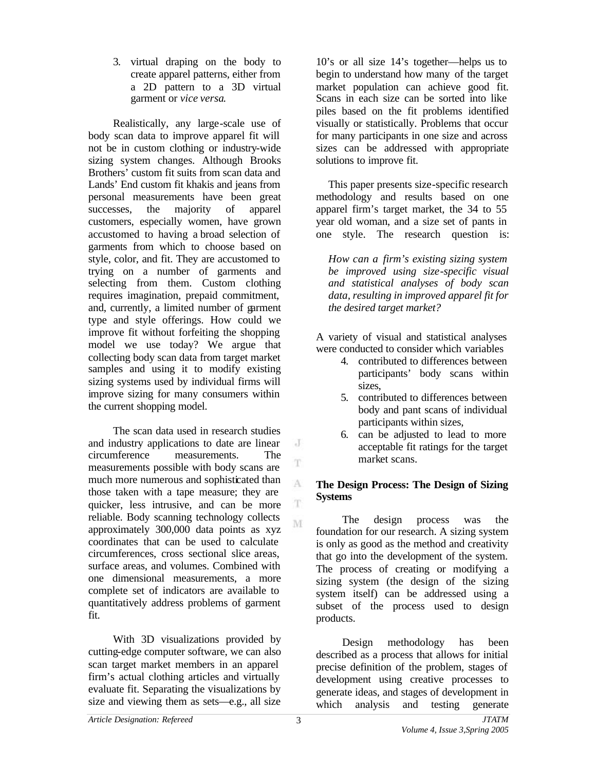3. virtual draping on the body to create apparel patterns, either from a 2D pattern to a 3D virtual garment or *vice versa*.

Realistically, any large-scale use of body scan data to improve apparel fit will not be in custom clothing or industry-wide sizing system changes. Although Brooks Brothers' custom fit suits from scan data and Lands' End custom fit khakis and jeans from personal measurements have been great successes, the majority of apparel customers, especially women, have grown accustomed to having a broad selection of garments from which to choose based on style, color, and fit. They are accustomed to trying on a number of garments and selecting from them. Custom clothing requires imagination, prepaid commitment, and, currently, a limited number of garment type and style offerings. How could we improve fit without forfeiting the shopping model we use today? We argue that collecting body scan data from target market samples and using it to modify existing sizing systems used by individual firms will improve sizing for many consumers within the current shopping model.

The scan data used in research studies and industry applications to date are linear circumference measurements. The measurements possible with body scans are much more numerous and sophisticated than those taken with a tape measure; they are quicker, less intrusive, and can be more reliable. Body scanning technology collects approximately 300,000 data points as xyz coordinates that can be used to calculate circumferences, cross sectional slice areas, surface areas, and volumes. Combined with one dimensional measurements, a more complete set of indicators are available to quantitatively address problems of garment fit.

With 3D visualizations provided by cutting-edge computer software, we can also scan target market members in an apparel firm's actual clothing articles and virtually evaluate fit. Separating the visualizations by size and viewing them as sets—e.g., all size 10's or all size 14's together—helps us to begin to understand how many of the target market population can achieve good fit. Scans in each size can be sorted into like piles based on the fit problems identified visually or statistically. Problems that occur for many participants in one size and across sizes can be addressed with appropriate solutions to improve fit.

This paper presents size-specific research methodology and results based on one apparel firm's target market, the 34 to 55 year old woman, and a size set of pants in one style. The research question is:

*How can a firm's existing sizing system be improved using size-specific visual and statistical analyses of body scan data, resulting in improved apparel fit for the desired target market?*

A variety of visual and statistical analyses were conducted to consider which variables

4. contributed to differences between participants' body scans within sizes,
5. contributed to differences between body and pant scans of individual participants within sizes,
6. can be adjusted to lead to more acceptable fit ratings for the target market scans.

**The Design Process: The Design of Sizing Systems**

The design process was the foundation for our research. A sizing system is only as good as the method and creativity that go into the development of the system. The process of creating or modifying a sizing system (the design of the sizing system itself) can be addressed using a subset of the process used to design products.

Design methodology has been described as a process that allows for initial precise definition of the problem, stages of development using creative processes to generate ideas, and stages of development in which analysis and testing generate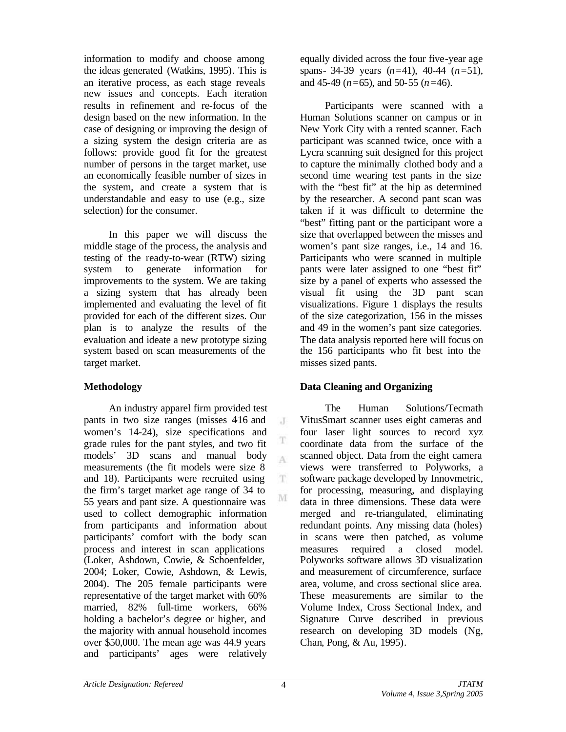information to modify and choose among the ideas generated (Watkins, 1995). This is an iterative process, as each stage reveals new issues and concepts. Each iteration results in refinement and re-focus of the design based on the new information. In the case of designing or improving the design of a sizing system the design criteria are as follows: provide good fit for the greatest number of persons in the target market, use an economically feasible number of sizes in the system, and create a system that is understandable and easy to use (e.g., size selection) for the consumer.

In this paper we will discuss the middle stage of the process, the analysis and testing of the ready-to-wear (RTW) sizing system to generate information for improvements to the system. We are taking a sizing system that has already been implemented and evaluating the level of fit provided for each of the different sizes. Our plan is to analyze the results of the evaluation and ideate a new prototype sizing system based on scan measurements of the target market.

**Methodology**

An industry apparel firm provided test pants in two size ranges (misses 4-16 and women's 14-24), size specifications and grade rules for the pant styles, and two fit models' 3D scans and manual body measurements (the fit models were size 8 and 18). Participants were recruited using the firm's target market age range of 34 to 55 years and pant size. A questionnaire was used to collect demographic information from participants and information about participants' comfort with the body scan process and interest in scan applications (Loker, Ashdown, Cowie, & Schoenfelder, 2004; Loker, Cowie, Ashdown, & Lewis, 2004). The 205 female participants were representative of the target market with 60% married, 82% full-time workers, 66% holding a bachelor's degree or higher, and the majority with annual household incomes over $50,000. The mean age was 44.9 years and participants' ages were relatively equally divided across the four five-year age spans- 34-39 years (*n*=41), 40-44 (*n*=51), and 45-49 (*n*=65), and 50-55 (*n*=46).

Participants were scanned with a Human Solutions scanner on campus or in New York City with a rented scanner. Each participant was scanned twice, once with a Lycra scanning suit designed for this project to capture the minimally clothed body and a second time wearing test pants in the size with the "best fit" at the hip as determined by the researcher. A second pant scan was taken if it was difficult to determine the "best" fitting pant or the participant wore a size that overlapped between the misses and women's pant size ranges, i.e., 14 and 16. Participants who were scanned in multiple pants were later assigned to one "best fit" size by a panel of experts who assessed the visual fit using the 3D pant scan visualizations. Figure 1 displays the results of the size categorization, 156 in the misses and 49 in the women's pant size categories. The data analysis reported here will focus on the 156 participants who fit best into the misses sized pants.

**Data Cleaning and Organizing**

The Human Solutions/Tecmath VitusSmart scanner uses eight cameras and four laser light sources to record xyz coordinate data from the surface of the scanned object. Data from the eight camera views were transferred to Polyworks, a software package developed by Innovmetric, for processing, measuring, and displaying data in three dimensions. These data were merged and re-triangulated, eliminating redundant points. Any missing data (holes) in scans were then patched, as volume measures required a closed model. Polyworks software allows 3D visualization and measurement of circumference, surface area, volume, and cross sectional slice area. These measurements are similar to the Volume Index, Cross Sectional Index, and Signature Curve described in previous research on developing 3D models (Ng, Chan, Pong, & Au, 1995).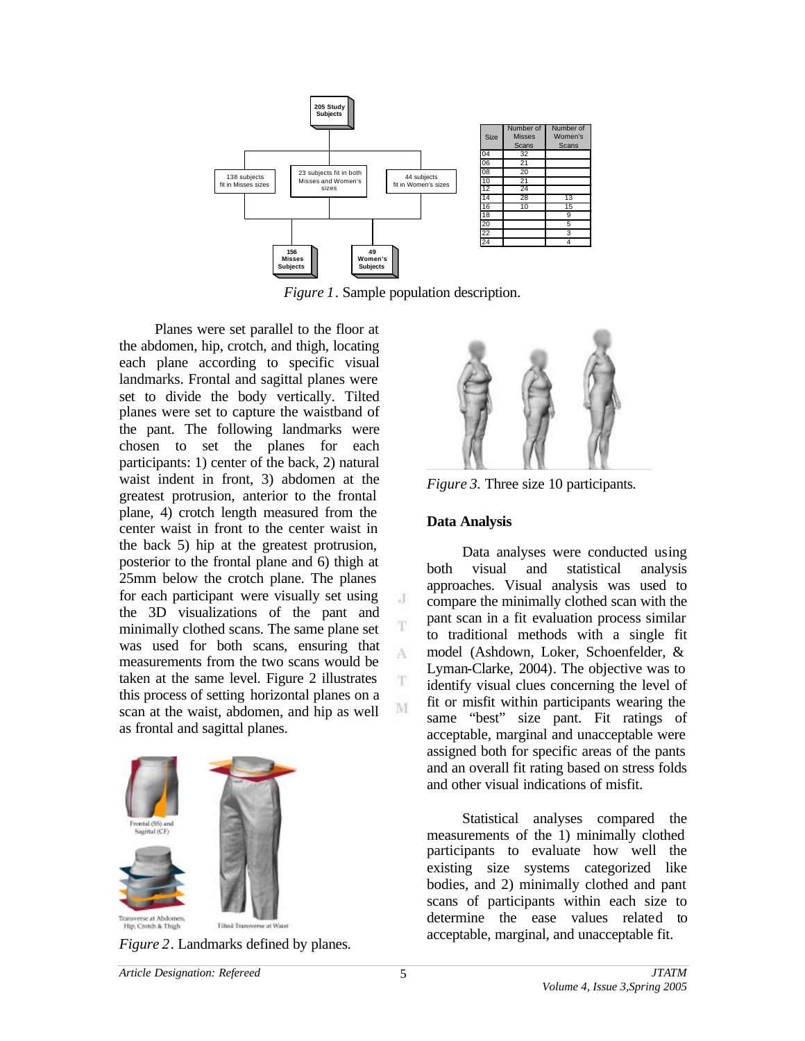| Size | Number of Misses Scans | Number of Women's Scans |
|---|---|---|
| 04 | 32 | |
| 06 | 21 | |
| 08 | 20 | |
| 10 | 21 | |
| 12 | 24 | |
| 14 | 28 | 13 |
| 16 | 10 | 15 |
| 18 | | 9 |
| 20 | | 5 |
| 22 | | 3 |
| 24 | | 4 |

*Figure 1*. Sample population description.

Planes were set parallel to the floor at the abdomen, hip, crotch, and thigh, locating each plane according to specific visual landmarks. Frontal and sagittal planes were set to divide the body vertically. Tilted planes were set to capture the waistband of the pant. The following landmarks were chosen to set the planes for each participants: 1) center of the back, 2) natural waist indent in front, 3) abdomen at the greatest protrusion, anterior to the frontal plane, 4) crotch length measured from the center waist in front to the center waist in the back 5) hip at the greatest protrusion, posterior to the frontal plane and 6) thigh at 25mm below the crotch plane. The planes for each participant were visually set using the 3D visualizations of the pant and minimally clothed scans. The same plane set was used for both scans, ensuring that measurements from the two scans would be taken at the same level. Figure 2 illustrates this process of setting horizontal planes on a scan at the waist, abdomen, and hip as well as frontal and sagittal planes.

*Figure 2*. Landmarks defined by planes.

*Figure 3*. Three size 10 participants.

## Data Analysis

Data analyses were conducted using both visual and statistical analysis approaches. Visual analysis was used to compare the minimally clothed scan with the pant scan in a fit evaluation process similar to traditional methods with a single fit model (Ashdown, Loker, Schoenfelder, & Lyman-Clarke, 2004). The objective was to identify visual clues concerning the level of fit or misfit within participants wearing the same "best" size pant. Fit ratings of acceptable, marginal and unacceptable were assigned both for specific areas of the pants and an overall fit rating based on stress folds and other visual indications of misfit.

Statistical analyses compared the measurements of the 1) minimally clothed participants to evaluate how well the existing size systems categorized like bodies, and 2) minimally clothed and pant scans of participants within each size to determine the ease values related to acceptable, marginal, and unacceptable fit.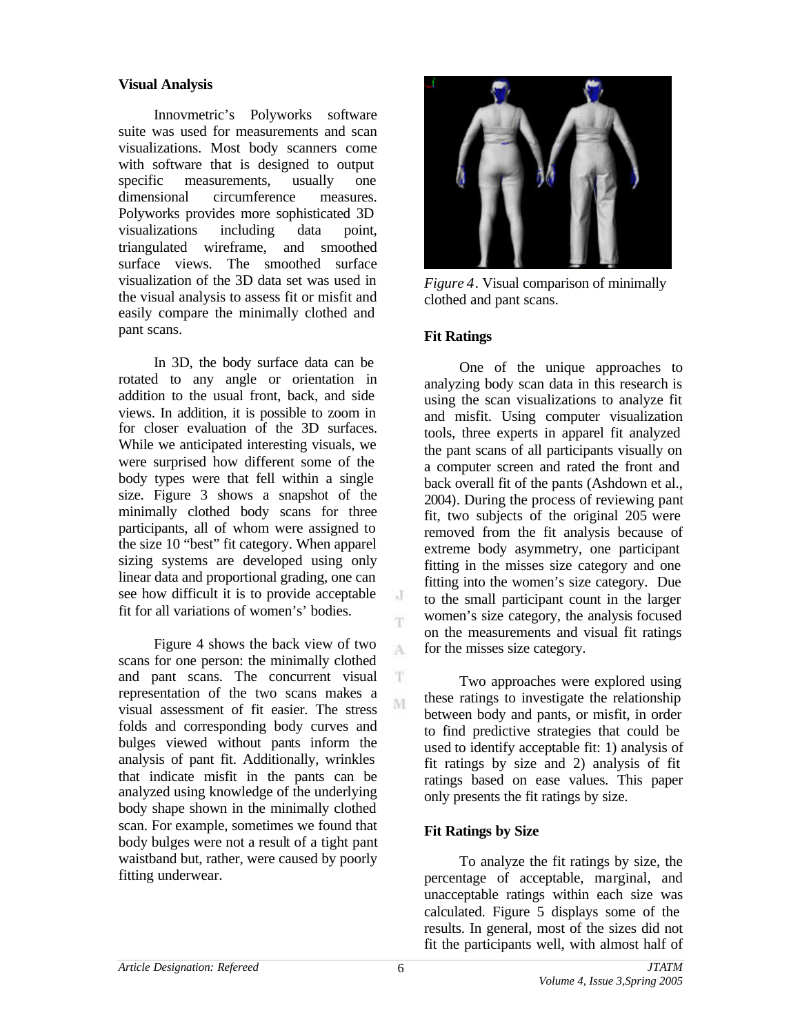### Visual Analysis

Innovmetric's Polyworks software suite was used for measurements and scan visualizations. Most body scanners come with software that is designed to output specific measurements, usually one dimensional circumference measures. Polyworks provides more sophisticated 3D visualizations including data point, triangulated wireframe, and smoothed surface views. The smoothed surface visualization of the 3D data set was used in the visual analysis to assess fit or misfit and easily compare the minimally clothed and pant scans.

In 3D, the body surface data can be rotated to any angle or orientation in addition to the usual front, back, and side views. In addition, it is possible to zoom in for closer evaluation of the 3D surfaces. While we anticipated interesting visuals, we were surprised how different some of the body types were that fell within a single size. Figure 3 shows a snapshot of the minimally clothed body scans for three participants, all of whom were assigned to the size 10 "best" fit category. When apparel sizing systems are developed using only linear data and proportional grading, one can see how difficult it is to provide acceptable fit for all variations of women's' bodies.

Figure 4 shows the back view of two scans for one person: the minimally clothed and pant scans. The concurrent visual representation of the two scans makes a visual assessment of fit easier. The stress folds and corresponding body curves and bulges viewed without pants inform the analysis of pant fit. Additionally, wrinkles that indicate misfit in the pants can be analyzed using knowledge of the underlying body shape shown in the minimally clothed scan. For example, sometimes we found that body bulges were not a result of a tight pant waistband but, rather, were caused by poorly fitting underwear.

*Figure 4*. Visual comparison of minimally clothed and pant scans.

### Fit Ratings

One of the unique approaches to analyzing body scan data in this research is using the scan visualizations to analyze fit and misfit. Using computer visualization tools, three experts in apparel fit analyzed the pant scans of all participants visually on a computer screen and rated the front and back overall fit of the pants (Ashdown et al., 2004). During the process of reviewing pant fit, two subjects of the original 205 were removed from the fit analysis because of extreme body asymmetry, one participant fitting in the misses size category and one fitting into the women's size category. Due to the small participant count in the larger women's size category, the analysis focused on the measurements and visual fit ratings for the misses size category.

Two approaches were explored using these ratings to investigate the relationship between body and pants, or misfit, in order to find predictive strategies that could be used to identify acceptable fit: 1) analysis of fit ratings by size and 2) analysis of fit ratings based on ease values. This paper only presents the fit ratings by size.

### Fit Ratings by Size

To analyze the fit ratings by size, the percentage of acceptable, marginal, and unacceptable ratings within each size was calculated. Figure 5 displays some of the results. In general, most of the sizes did not fit the participants well, with almost half of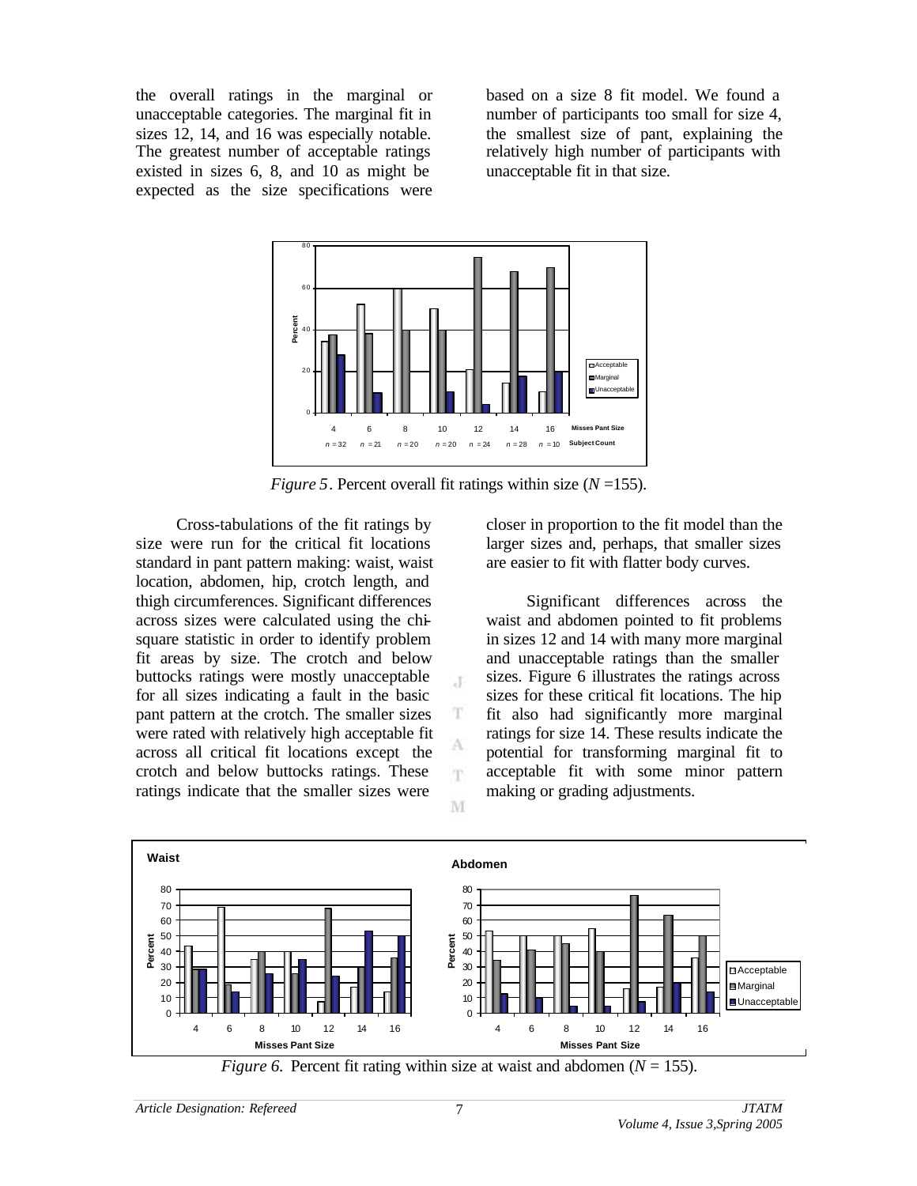the overall ratings in the marginal or unacceptable categories. The marginal fit in sizes 12, 14, and 16 was especially notable. The greatest number of acceptable ratings existed in sizes 6, 8, and 10 as might be expected as the size specifications were based on a size 8 fit model. We found a number of participants too small for size 4, the smallest size of pant, explaining the relatively high number of participants with unacceptable fit in that size.

*Figure 5*. Percent overall fit ratings within size ($N$ =155).

Cross-tabulations of the fit ratings by size were run for the critical fit locations standard in pant pattern making: waist, waist location, abdomen, hip, crotch length, and thigh circumferences. Significant differences across sizes were calculated using the chi-square statistic in order to identify problem fit areas by size. The crotch and below buttocks ratings were mostly unacceptable for all sizes indicating a fault in the basic pant pattern at the crotch. The smaller sizes were rated with relatively high acceptable fit across all critical fit locations except the crotch and below buttocks ratings. These ratings indicate that the smaller sizes were closer in proportion to the fit model than the larger sizes and, perhaps, that smaller sizes are easier to fit with flatter body curves.

Significant differences across the waist and abdomen pointed to fit problems in sizes 12 and 14 with many more marginal and unacceptable ratings than the smaller sizes. Figure 6 illustrates the ratings across sizes for these critical fit locations. The hip fit also had significantly more marginal ratings for size 14. These results indicate the potential for transforming marginal fit to acceptable fit with some minor pattern making or grading adjustments.

*Figure 6.* Percent fit rating within size at waist and abdomen ($N$ = 155).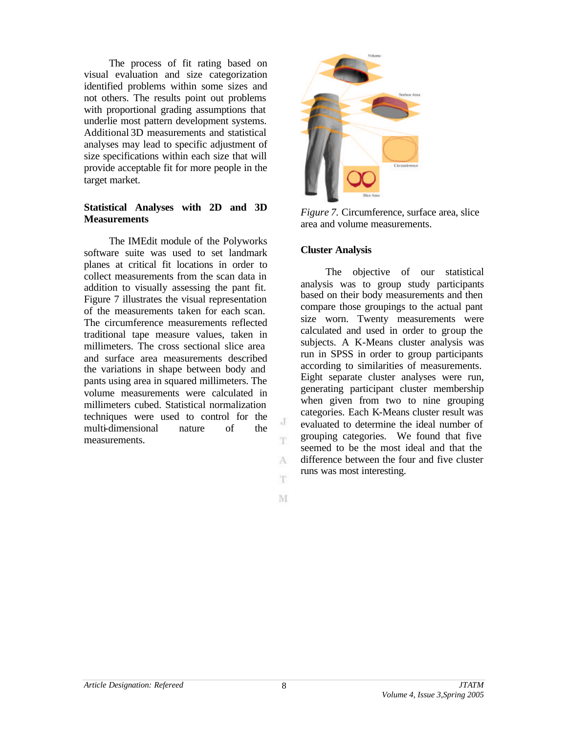The process of fit rating based on visual evaluation and size categorization identified problems within some sizes and not others. The results point out problems with proportional grading assumptions that underlie most pattern development systems. Additional 3D measurements and statistical analyses may lead to specific adjustment of size specifications within each size that will provide acceptable fit for more people in the target market.

## Statistical Analyses with 2D and 3D Measurements

The IMEdit module of the Polyworks software suite was used to set landmark planes at critical fit locations in order to collect measurements from the scan data in addition to visually assessing the pant fit. Figure 7 illustrates the visual representation of the measurements taken for each scan. The circumference measurements reflected traditional tape measure values, taken in millimeters. The cross sectional slice area and surface area measurements described the variations in shape between body and pants using area in squared millimeters. The volume measurements were calculated in millimeters cubed. Statistical normalization techniques were used to control for the multi-dimensional nature of the measurements.

*Figure 7.* Circumference, surface area, slice area and volume measurements.

## Cluster Analysis

The objective of our statistical analysis was to group study participants based on their body measurements and then compare those groupings to the actual pant size worn. Twenty measurements were calculated and used in order to group the subjects. A K-Means cluster analysis was run in SPSS in order to group participants according to similarities of measurements. Eight separate cluster analyses were run, generating participant cluster membership when given from two to nine grouping categories. Each K-Means cluster result was evaluated to determine the ideal number of grouping categories. We found that five seemed to be the most ideal and that the difference between the four and five cluster runs was most interesting.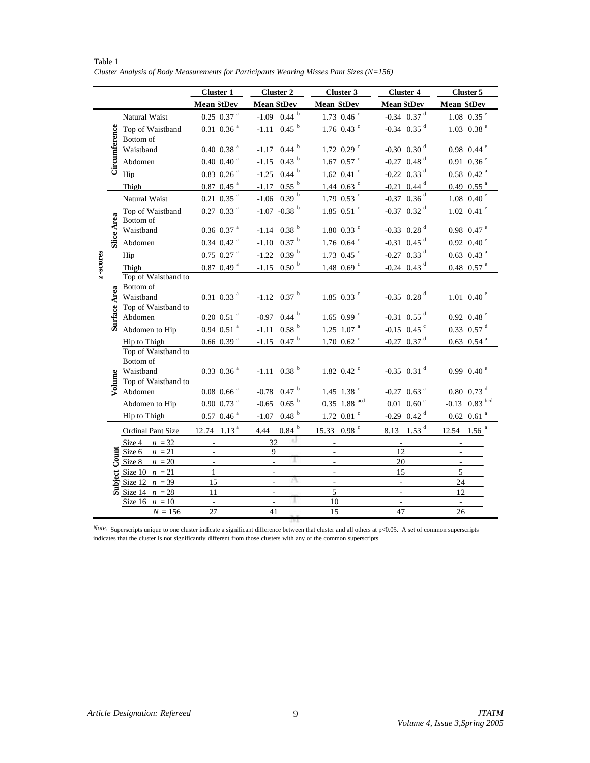Table 1

*Cluster Analysis of Body Measurements for Participants Wearing Misses Pant Sizes (N=156)*

| | | | Cluster 1 | | Cluster 2 | | Cluster 3 | | Cluster 4 | | Cluster 5 | |
|---|---|---|---|---|---|---|---|---|---|---|---|---|
| | | | Mean | StDev | Mean | StDev | Mean | StDev | Mean | StDev | Mean | StDev |
| *z*-scores | Circumference | Natural Waist | 0.25 | 0.37 [a] | -1.09 | 0.44 [b] | 1.73 | 0.46 [c] | -0.34 | 0.37 [d] | 1.08 | 0.35 [e] |
| | | Top of Waistband | 0.31 | 0.36 [a] | -1.11 | 0.45 [b] | 1.76 | 0.43 [c] | -0.34 | 0.35 [d] | 1.03 | 0.38 [e] |
| | | Bottom of Waistband | 0.40 | 0.38 [a] | -1.17 | 0.44 [b] | 1.72 | 0.29 [c] | -0.30 | 0.30 [d] | 0.98 | 0.44 [e] |
| | | Abdomen | 0.40 | 0.40 [a] | -1.15 | 0.43 [b] | 1.67 | 0.57 [c] | -0.27 | 0.48 [d] | 0.91 | 0.36 [e] |
| | | Hip | 0.83 | 0.26 [a] | -1.25 | 0.44 [b] | 1.62 | 0.41 [c] | -0.22 | 0.33 [d] | 0.58 | 0.42 [a] |
| | | Thigh | 0.87 | 0.45 [a] | -1.17 | 0.55 [b] | 1.44 | 0.63 [c] | -0.21 | 0.44 [d] | 0.49 | 0.55 [a] |
| | Slice Area | Natural Waist | 0.21 | 0.35 [a] | -1.06 | 0.39 [b] | 1.79 | 0.53 [c] | -0.37 | 0.36 [d] | 1.08 | 0.40 [e] |
| | | Top of Waistband | 0.27 | 0.33 [a] | -1.07 | -0.38 [b] | 1.85 | 0.51 [c] | -0.37 | 0.32 [d] | 1.02 | 0.41 [e] |
| | | Bottom of Waistband | 0.36 | 0.37 [a] | -1.14 | 0.38 [b] | 1.80 | 0.33 [c] | -0.33 | 0.28 [d] | 0.98 | 0.47 [e] |
| | | Abdomen | 0.34 | 0.42 [a] | -1.10 | 0.37 [b] | 1.76 | 0.64 [c] | -0.31 | 0.45 [d] | 0.92 | 0.40 [e] |
| | | Hip | 0.75 | 0.27 [a] | -1.22 | 0.39 [b] | 1.73 | 0.45 [c] | -0.27 | 0.33 [d] | 0.63 | 0.43 [a] |
| | | Thigh | 0.87 | 0.49 [a] | -1.15 | 0.50 [b] | 1.48 | 0.69 [c] | -0.24 | 0.43 [d] | 0.48 | 0.57 [e] |
| | Surface Area | Top of Waistband to Bottom of Waistband | 0.31 | 0.33 [a] | -1.12 | 0.37 [b] | 1.85 | 0.33 [c] | -0.35 | 0.28 [d] | 1.01 | 0.40 [e] |
| | | Top of Waistband to Abdomen | 0.20 | 0.51 [a] | -0.97 | 0.44 [b] | 1.65 | 0.99 [c] | -0.31 | 0.55 [d] | 0.92 | 0.48 [e] |
| | | Abdomen to Hip | 0.94 | 0.51 [a] | -1.11 | 0.58 [b] | 1.25 | 1.07 [a] | -0.15 | 0.45 [c] | 0.33 | 0.57 [d] |
| | | Hip to Thigh | 0.66 | 0.39 [a] | -1.15 | 0.47 [b] | 1.70 | 0.62 [c] | -0.27 | 0.37 [d] | 0.63 | 0.54 [a] |
| | Volume | Top of Waistband to Bottom of Waistband | 0.33 | 0.36 [a] | -1.11 | 0.38 [b] | 1.82 | 0.42 [c] | -0.35 | 0.31 [d] | 0.99 | 0.40 [e] |
| | | Top of Waistband to Abdomen | 0.08 | 0.66 [a] | -0.78 | 0.47 [b] | 1.45 | 1.38 [c] | -0.27 | 0.63 [a] | 0.80 | 0.73 [d] |
| | | Abdomen to Hip | 0.90 | 0.73 [a] | -0.65 | 0.65 [b] | 0.35 | 1.88 [acd] | 0.01 | 0.60 [c] | -0.13 | 0.83 [bcd] |
| | | Hip to Thigh | 0.57 | 0.46 [a] | -1.07 | 0.48 [b] | 1.72 | 0.81 [c] | -0.29 | 0.42 [d] | 0.62 | 0.61 [a] |
| | | Ordinal Pant Size | 12.74 | 1.13 [a] | 4.44 | 0.84 [b] | 15.33 | 0.98 [c] | 8.13 | 1.53 [d] | 12.54 | 1.56 [a] |
| Subject Count | | Size 4 *n* = 32 | - | | 32 | | - | | - | | - | |
| | | Size 6 *n* = 21 | - | | 9 | | - | | 12 | | - | |
| | | Size 8 *n* = 20 | - | | - | | - | | 20 | | - | |
| | | Size 10 *n* = 21 | 1 | | - | | - | | 15 | | 5 | |
| | | Size 12 *n* = 39 | 15 | | - | | - | | - | | 24 | |
| | | Size 14 *n* = 28 | 11 | | - | | 5 | | - | | 12 | |
| | | Size 16 *n* = 10 | - | | - | | 10 | | - | | - | |
| | | *N* = 156 | 27 | | 41 | | 15 | | 47 | | 26 | |

*Note.* Superscripts unique to one cluster indicate a significant difference between that cluster and all others at $p<0.05$. A set of common superscripts indicates that the cluster is not significantly different from those clusters with any of the common superscripts.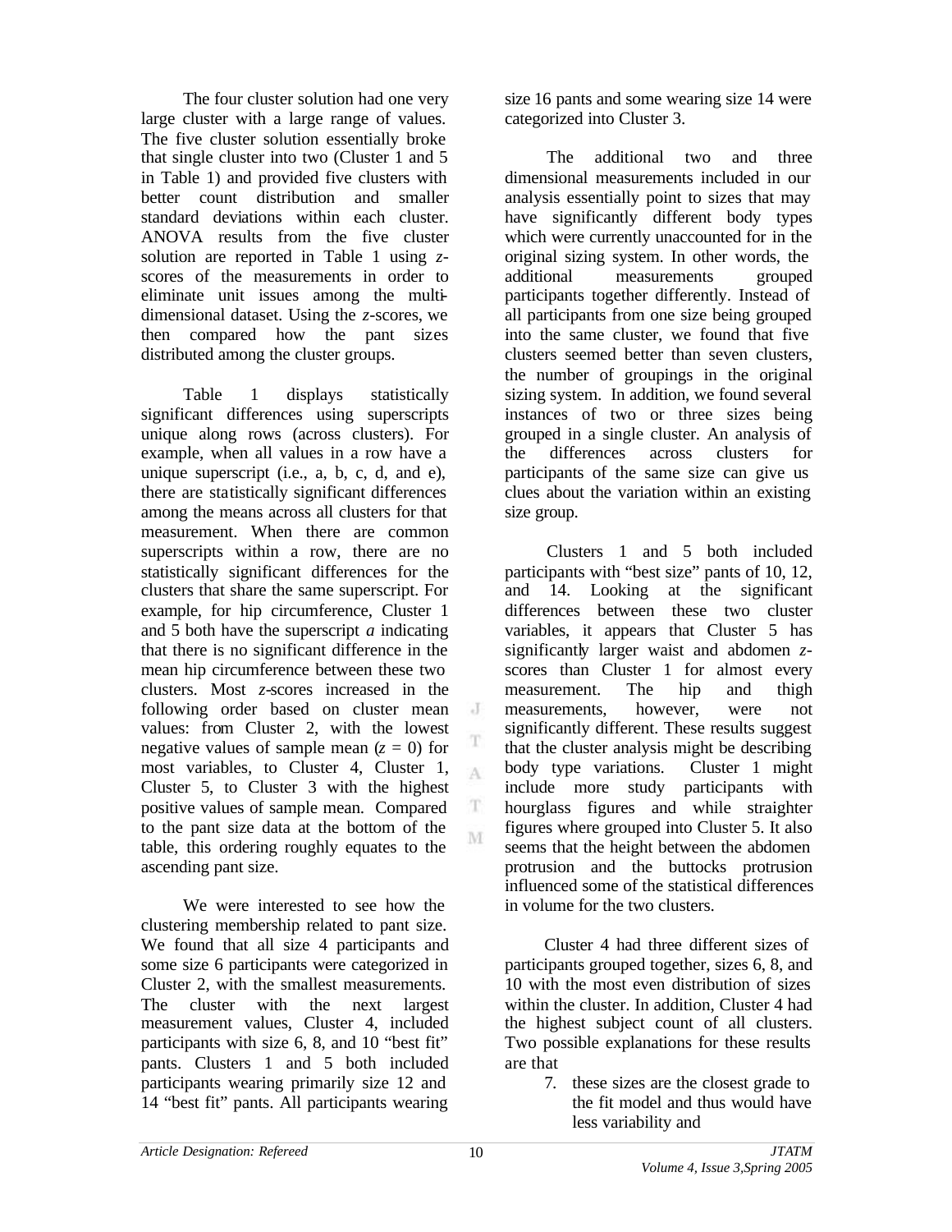The four cluster solution had one very large cluster with a large range of values. The five cluster solution essentially broke that single cluster into two (Cluster 1 and 5 in Table 1) and provided five clusters with better count distribution and smaller standard deviations within each cluster. ANOVA results from the five cluster solution are reported in Table 1 using *z*-scores of the measurements in order to eliminate unit issues among the multi-dimensional dataset. Using the *z*-scores, we then compared how the pant sizes distributed among the cluster groups.

Table 1 displays statistically significant differences using superscripts unique along rows (across clusters). For example, when all values in a row have a unique superscript (i.e., a, b, c, d, and e), there are statistically significant differences among the means across all clusters for that measurement. When there are common superscripts within a row, there are no statistically significant differences for the clusters that share the same superscript. For example, for hip circumference, Cluster 1 and 5 both have the superscript *a* indicating that there is no significant difference in the mean hip circumference between these two clusters. Most *z*-scores increased in the following order based on cluster mean values: from Cluster 2, with the lowest negative values of sample mean ($z = 0$) for most variables, to Cluster 4, Cluster 1, Cluster 5, to Cluster 3 with the highest positive values of sample mean. Compared to the pant size data at the bottom of the table, this ordering roughly equates to the ascending pant size.

We were interested to see how the clustering membership related to pant size. We found that all size 4 participants and some size 6 participants were categorized in Cluster 2, with the smallest measurements. The cluster with the next largest measurement values, Cluster 4, included participants with size 6, 8, and 10 "best fit" pants. Clusters 1 and 5 both included participants wearing primarily size 12 and 14 "best fit" pants. All participants wearing size 16 pants and some wearing size 14 were categorized into Cluster 3.

The additional two and three dimensional measurements included in our analysis essentially point to sizes that may have significantly different body types which were currently unaccounted for in the original sizing system. In other words, the additional measurements grouped participants together differently. Instead of all participants from one size being grouped into the same cluster, we found that five clusters seemed better than seven clusters, the number of groupings in the original sizing system. In addition, we found several instances of two or three sizes being grouped in a single cluster. An analysis of the differences across clusters for participants of the same size can give us clues about the variation within an existing size group.

Clusters 1 and 5 both included participants with "best size" pants of 10, 12, and 14. Looking at the significant differences between these two cluster variables, it appears that Cluster 5 has significantly larger waist and abdomen *z*-scores than Cluster 1 for almost every measurement. The hip and thigh measurements, however, were not significantly different. These results suggest that the cluster analysis might be describing body type variations. Cluster 1 might include more study participants with hourglass figures and while straighter figures where grouped into Cluster 5. It also seems that the height between the abdomen protrusion and the buttocks protrusion influenced some of the statistical differences in volume for the two clusters.

Cluster 4 had three different sizes of participants grouped together, sizes 6, 8, and 10 with the most even distribution of sizes within the cluster. In addition, Cluster 4 had the highest subject count of all clusters. Two possible explanations for these results are that

7. these sizes are the closest grade to the fit model and thus would have less variability and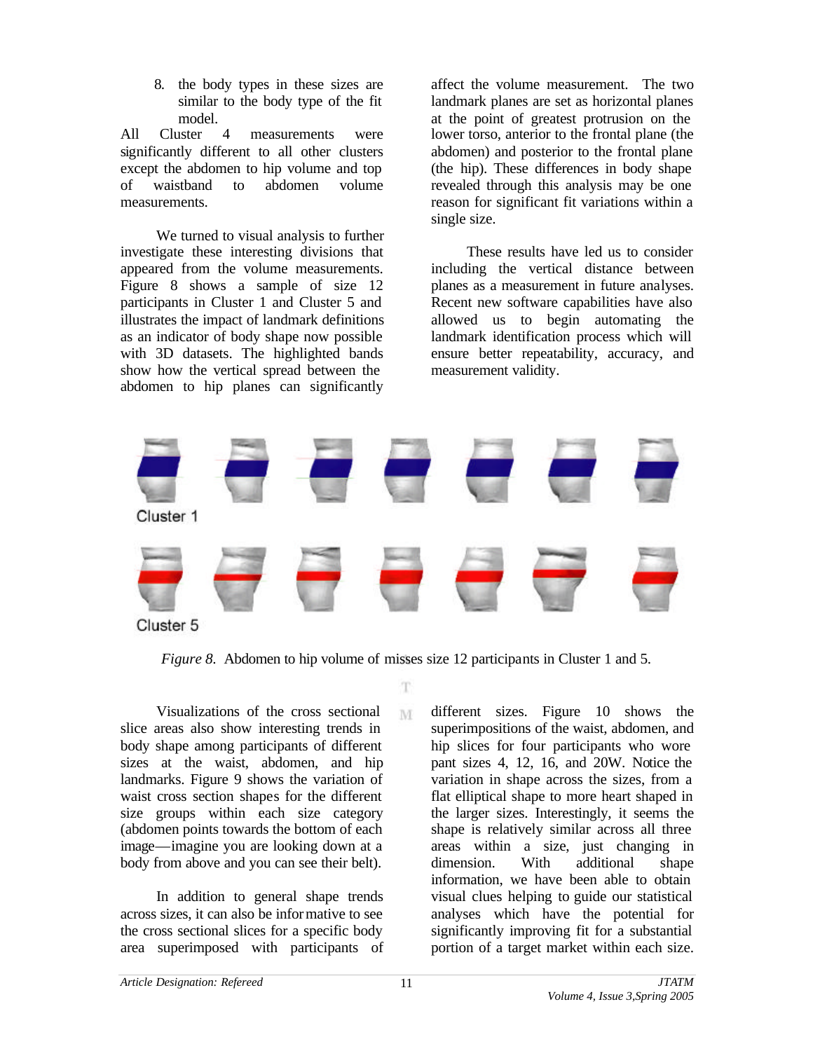8. the body types in these sizes are similar to the body type of the fit model.

All Cluster 4 measurements were significantly different to all other clusters except the abdomen to hip volume and top of waistband to abdomen volume measurements.

We turned to visual analysis to further investigate these interesting divisions that appeared from the volume measurements. Figure 8 shows a sample of size 12 participants in Cluster 1 and Cluster 5 and illustrates the impact of landmark definitions as an indicator of body shape now possible with 3D datasets. The highlighted bands show how the vertical spread between the abdomen to hip planes can significantly affect the volume measurement. The two landmark planes are set as horizontal planes at the point of greatest protrusion on the lower torso, anterior to the frontal plane (the abdomen) and posterior to the frontal plane (the hip). These differences in body shape revealed through this analysis may be one reason for significant fit variations within a single size.

These results have led us to consider including the vertical distance between planes as a measurement in future analyses. Recent new software capabilities have also allowed us to begin automating the landmark identification process which will ensure better repeatability, accuracy, and measurement validity.

*Figure 8.* Abdomen to hip volume of misses size 12 participants in Cluster 1 and 5.

Visualizations of the cross sectional slice areas also show interesting trends in body shape among participants of different sizes at the waist, abdomen, and hip landmarks. Figure 9 shows the variation of waist cross section shapes for the different size groups within each size category (abdomen points towards the bottom of each image—imagine you are looking down at a body from above and you can see their belt).

In addition to general shape trends across sizes, it can also be informative to see the cross sectional slices for a specific body area superimposed with participants of different sizes. Figure 10 shows the superimpositions of the waist, abdomen, and hip slices for four participants who wore pant sizes 4, 12, 16, and 20W. Notice the variation in shape across the sizes, from a flat elliptical shape to more heart shaped in the larger sizes. Interestingly, it seems the shape is relatively similar across all three areas within a size, just changing in dimension. With additional shape information, we have been able to obtain visual clues helping to guide our statistical analyses which have the potential for significantly improving fit for a substantial portion of a target market within each size.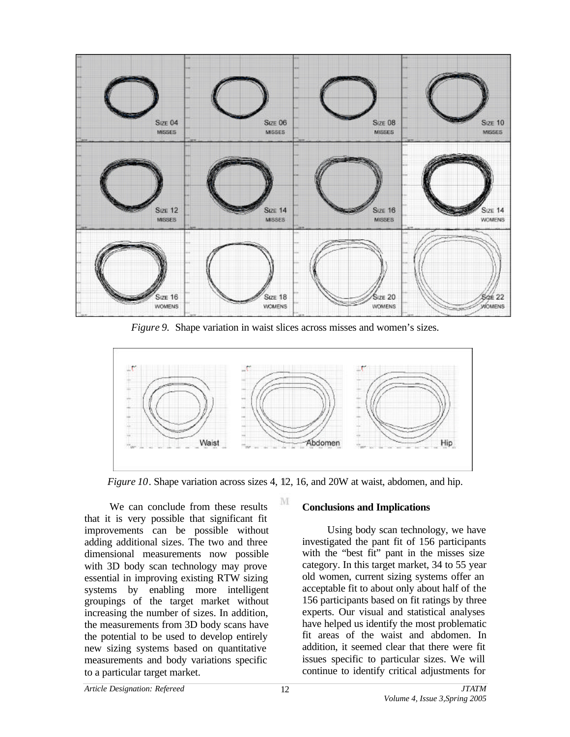*Figure 9.* Shape variation in waist slices across misses and women's sizes.

*Figure 10*. Shape variation across sizes 4, 12, 16, and 20W at waist, abdomen, and hip.

We can conclude from these results that it is very possible that significant fit improvements can be possible without adding additional sizes. The two and three dimensional measurements now possible with 3D body scan technology may prove essential in improving existing RTW sizing systems by enabling more intelligent groupings of the target market without increasing the number of sizes. In addition, the measurements from 3D body scans have the potential to be used to develop entirely new sizing systems based on quantitative measurements and body variations specific to a particular target market.

**Conclusions and Implications**

Using body scan technology, we have investigated the pant fit of 156 participants with the "best fit" pant in the misses size category. In this target market, 34 to 55 year old women, current sizing systems offer an acceptable fit to about only about half of the 156 participants based on fit ratings by three experts. Our visual and statistical analyses have helped us identify the most problematic fit areas of the waist and abdomen. In addition, it seemed clear that there were fit issues specific to particular sizes. We will continue to identify critical adjustments for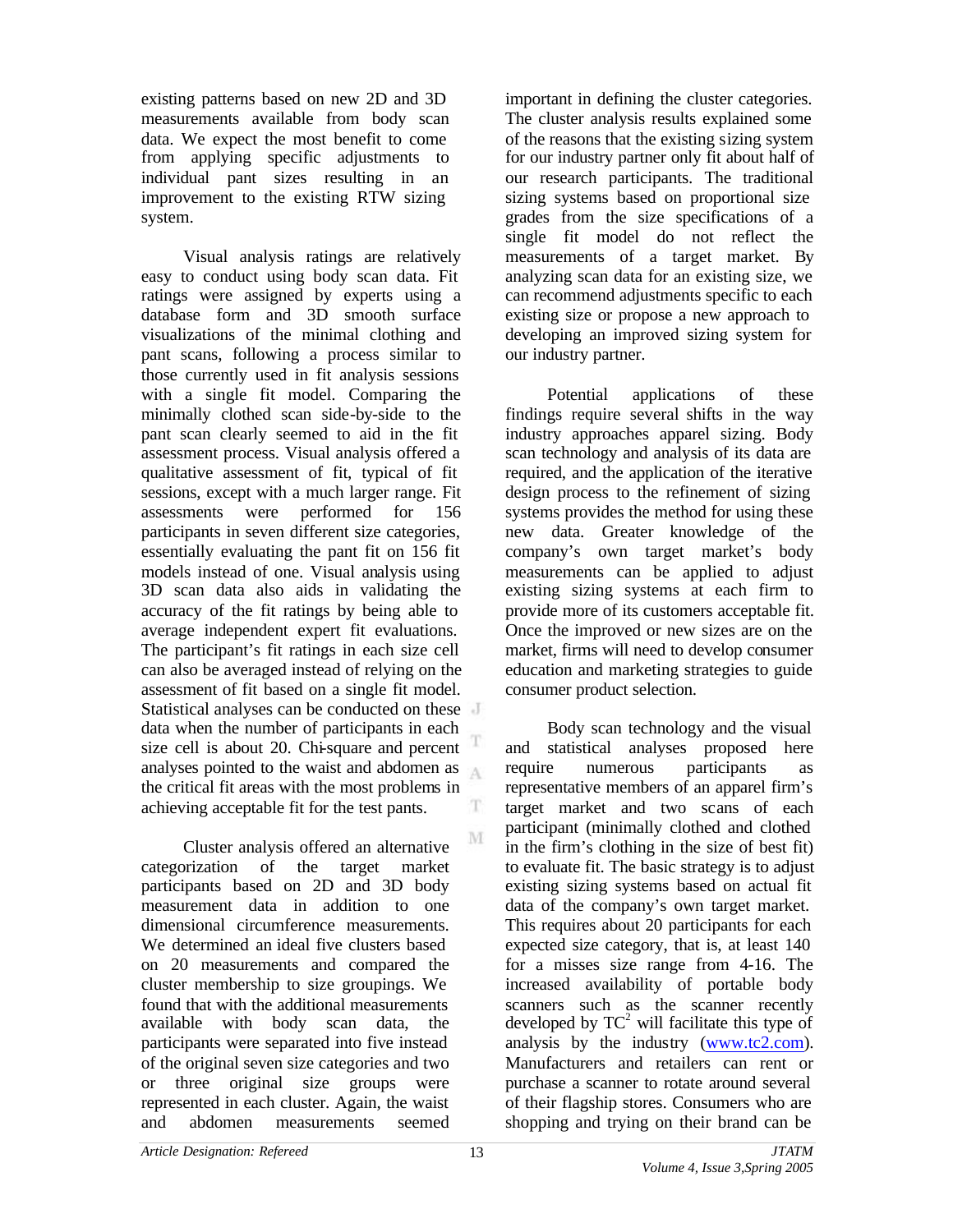existing patterns based on new 2D and 3D measurements available from body scan data. We expect the most benefit to come from applying specific adjustments to individual pant sizes resulting in an improvement to the existing RTW sizing system.

Visual analysis ratings are relatively easy to conduct using body scan data. Fit ratings were assigned by experts using a database form and 3D smooth surface visualizations of the minimal clothing and pant scans, following a process similar to those currently used in fit analysis sessions with a single fit model. Comparing the minimally clothed scan side-by-side to the pant scan clearly seemed to aid in the fit assessment process. Visual analysis offered a qualitative assessment of fit, typical of fit sessions, except with a much larger range. Fit assessments were performed for 156 participants in seven different size categories, essentially evaluating the pant fit on 156 fit models instead of one. Visual analysis using 3D scan data also aids in validating the accuracy of the fit ratings by being able to average independent expert fit evaluations. The participant's fit ratings in each size cell can also be averaged instead of relying on the assessment of fit based on a single fit model. Statistical analyses can be conducted on these data when the number of participants in each size cell is about 20. Chi-square and percent analyses pointed to the waist and abdomen as the critical fit areas with the most problems in achieving acceptable fit for the test pants.

Cluster analysis offered an alternative categorization of the target market participants based on 2D and 3D body measurement data in addition to one dimensional circumference measurements. We determined an ideal five clusters based on 20 measurements and compared the cluster membership to size groupings. We found that with the additional measurements available with body scan data, the participants were separated into five instead of the original seven size categories and two or three original size groups were represented in each cluster. Again, the waist and abdomen measurements seemed important in defining the cluster categories. The cluster analysis results explained some of the reasons that the existing sizing system for our industry partner only fit about half of our research participants. The traditional sizing systems based on proportional size grades from the size specifications of a single fit model do not reflect the measurements of a target market. By analyzing scan data for an existing size, we can recommend adjustments specific to each existing size or propose a new approach to developing an improved sizing system for our industry partner.

Potential applications of these findings require several shifts in the way industry approaches apparel sizing. Body scan technology and analysis of its data are required, and the application of the iterative design process to the refinement of sizing systems provides the method for using these new data. Greater knowledge of the company's own target market's body measurements can be applied to adjust existing sizing systems at each firm to provide more of its customers acceptable fit. Once the improved or new sizes are on the market, firms will need to develop consumer education and marketing strategies to guide consumer product selection.

Body scan technology and the visual and statistical analyses proposed here require numerous participants as representative members of an apparel firm's target market and two scans of each participant (minimally clothed and clothed in the firm's clothing in the size of best fit) to evaluate fit. The basic strategy is to adjust existing sizing systems based on actual fit data of the company's own target market. This requires about 20 participants for each expected size category, that is, at least 140 for a misses size range from 4-16. The increased availability of portable body scanners such as the scanner recently developed by $TC^2$ will facilitate this type of analysis by the industry (www.tc2.com). Manufacturers and retailers can rent or purchase a scanner to rotate around several of their flagship stores. Consumers who are shopping and trying on their brand can be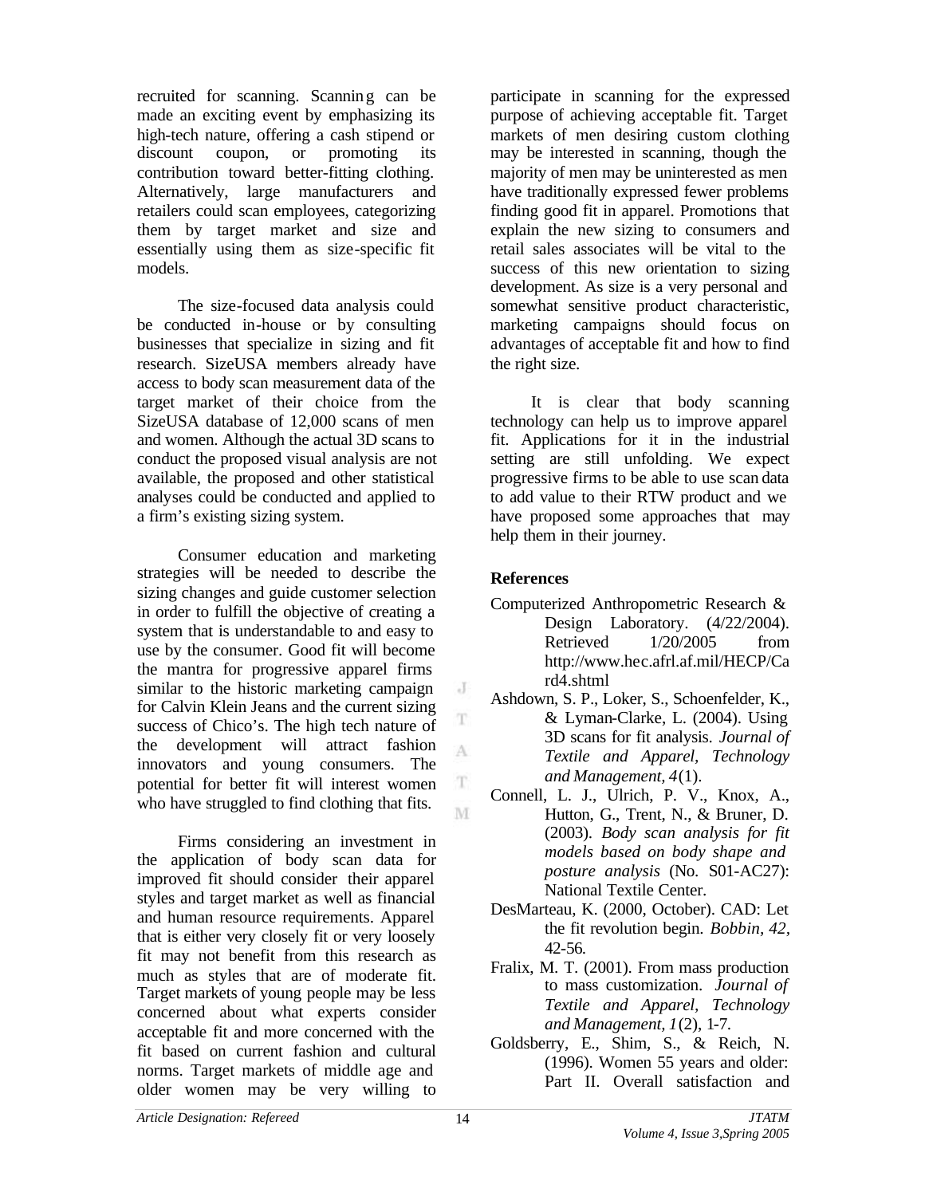recruited for scanning. Scanning can be made an exciting event by emphasizing its high-tech nature, offering a cash stipend or discount coupon, or promoting its contribution toward better-fitting clothing. Alternatively, large manufacturers and retailers could scan employees, categorizing them by target market and size and essentially using them as size-specific fit models.

The size-focused data analysis could be conducted in-house or by consulting businesses that specialize in sizing and fit research. SizeUSA members already have access to body scan measurement data of the target market of their choice from the SizeUSA database of 12,000 scans of men and women. Although the actual 3D scans to conduct the proposed visual analysis are not available, the proposed and other statistical analyses could be conducted and applied to a firm's existing sizing system.

Consumer education and marketing strategies will be needed to describe the sizing changes and guide customer selection in order to fulfill the objective of creating a system that is understandable to and easy to use by the consumer. Good fit will become the mantra for progressive apparel firms similar to the historic marketing campaign for Calvin Klein Jeans and the current sizing success of Chico's. The high tech nature of the development will attract fashion innovators and young consumers. The potential for better fit will interest women who have struggled to find clothing that fits.

Firms considering an investment in the application of body scan data for improved fit should consider their apparel styles and target market as well as financial and human resource requirements. Apparel that is either very closely fit or very loosely fit may not benefit from this research as much as styles that are of moderate fit. Target markets of young people may be less concerned about what experts consider acceptable fit and more concerned with the fit based on current fashion and cultural norms. Target markets of middle age and older women may be very willing to participate in scanning for the expressed purpose of achieving acceptable fit. Target markets of men desiring custom clothing may be interested in scanning, though the majority of men may be uninterested as men have traditionally expressed fewer problems finding good fit in apparel. Promotions that explain the new sizing to consumers and retail sales associates will be vital to the success of this new orientation to sizing development. As size is a very personal and somewhat sensitive product characteristic, marketing campaigns should focus on advantages of acceptable fit and how to find the right size.

It is clear that body scanning technology can help us to improve apparel fit. Applications for it in the industrial setting are still unfolding. We expect progressive firms to be able to use scan data to add value to their RTW product and we have proposed some approaches that may help them in their journey.

## References

Computerized Anthropometric Research & Design Laboratory. (4/22/2004). Retrieved 1/20/2005 from http://www.hec.afrl.af.mil/HECP/Card4.shtml

Ashdown, S. P., Loker, S., Schoenfelder, K., & Lyman-Clarke, L. (2004). Using 3D scans for fit analysis. *Journal of Textile and Apparel, Technology and Management, 4*(1).

Connell, L. J., Ulrich, P. V., Knox, A., Hutton, G., Trent, N., & Bruner, D. (2003). *Body scan analysis for fit models based on body shape and posture analysis* (No. S01-AC27): National Textile Center.

DesMarteau, K. (2000, October). CAD: Let the fit revolution begin. *Bobbin, 42*, 42-56.

Fralix, M. T. (2001). From mass production to mass customization. *Journal of Textile and Apparel, Technology and Management, 1*(2), 1-7.

Goldsberry, E., Shim, S., & Reich, N. (1996). Women 55 years and older: Part II. Overall satisfaction and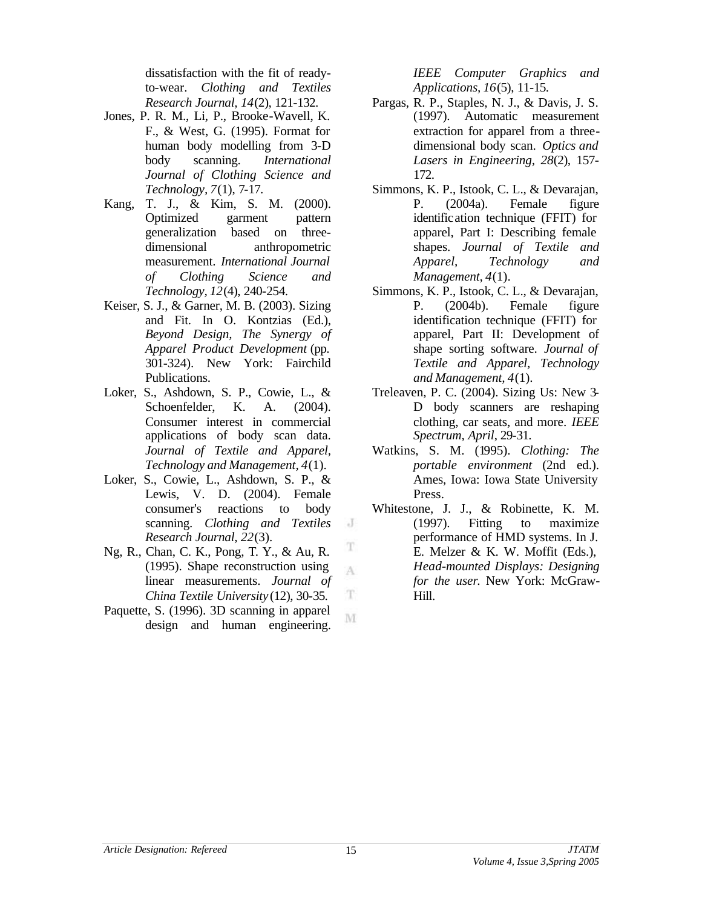dissatisfaction with the fit of ready-to-wear. *Clothing and Textiles Research Journal, 14*(2), 121-132.

Jones, P. R. M., Li, P., Brooke-Wavell, K. F., & West, G. (1995). Format for human body modelling from 3-D body scanning. *International Journal of Clothing Science and Technology, 7*(1), 7-17.

Kang, T. J., & Kim, S. M. (2000). Optimized garment pattern generalization based on three-dimensional anthropometric measurement. *International Journal of Clothing Science and Technology, 12*(4), 240-254.

Keiser, S. J., & Garner, M. B. (2003). Sizing and Fit. In O. Kontzias (Ed.), *Beyond Design, The Synergy of Apparel Product Development* (pp. 301-324). New York: Fairchild Publications.

Loker, S., Ashdown, S. P., Cowie, L., & Schoenfelder, K. A. (2004). Consumer interest in commercial applications of body scan data. *Journal of Textile and Apparel, Technology and Management, 4*(1).

Loker, S., Cowie, L., Ashdown, S. P., & Lewis, V. D. (2004). Female consumer's reactions to body scanning. *Clothing and Textiles Research Journal, 22*(3).

Ng, R., Chan, C. K., Pong, T. Y., & Au, R. (1995). Shape reconstruction using linear measurements. *Journal of China Textile University* (12), 30-35.

Paquette, S. (1996). 3D scanning in apparel design and human engineering. *IEEE Computer Graphics and Applications, 16*(5), 11-15.

Pargas, R. P., Staples, N. J., & Davis, J. S. (1997). Automatic measurement extraction for apparel from a three-dimensional body scan. *Optics and Lasers in Engineering, 28*(2), 157-172.

Simmons, K. P., Istook, C. L., & Devarajan, P. (2004a). Female figure identification technique (FFIT) for apparel, Part I: Describing female shapes. *Journal of Textile and Apparel, Technology and Management, 4*(1).

Simmons, K. P., Istook, C. L., & Devarajan, P. (2004b). Female figure identification technique (FFIT) for apparel, Part II: Development of shape sorting software. *Journal of Textile and Apparel, Technology and Management, 4*(1).

Treleaven, P. C. (2004). Sizing Us: New 3-D body scanners are reshaping clothing, car seats, and more. *IEEE Spectrum, April*, 29-31.

Watkins, S. M. (1995). *Clothing: The portable environment* (2nd ed.). Ames, Iowa: Iowa State University Press.

Whitestone, J. J., & Robinette, K. M. (1997). Fitting to maximize performance of HMD systems. In J. E. Melzer & K. W. Moffit (Eds.), *Head-mounted Displays: Designing for the user.* New York: McGraw-Hill.